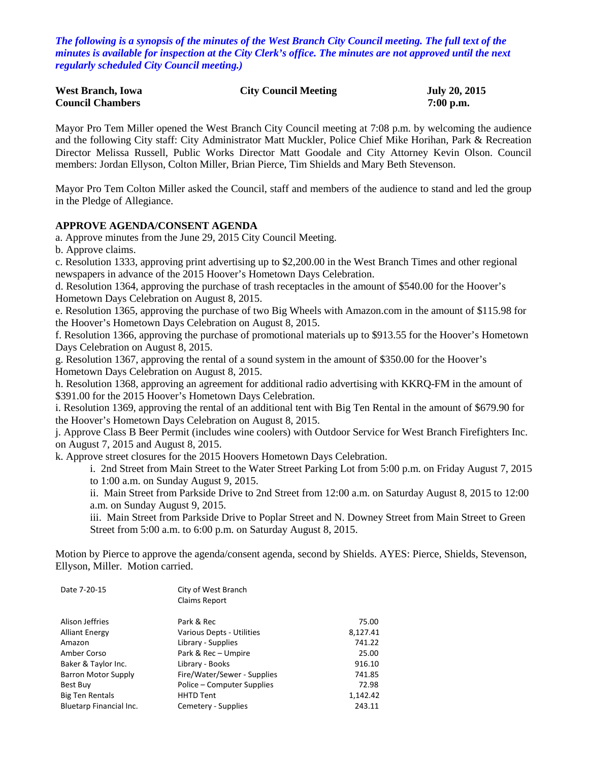***The following is a synopsis of the minutes of the West Branch City Council meeting. The full text of the minutes is available for inspection at the City Clerk's office. The minutes are not approved until the next regularly scheduled City Council meeting.)***

| **West Branch, Iowa** | **City Council Meeting** | **July 20, 2015** |
|---|---|---|
| **Council Chambers** | | **7:00 p.m.** |

Mayor Pro Tem Miller opened the West Branch City Council meeting at 7:08 p.m. by welcoming the audience and the following City staff: City Administrator Matt Muckler, Police Chief Mike Horihan, Park & Recreation Director Melissa Russell, Public Works Director Matt Goodale and City Attorney Kevin Olson. Council members: Jordan Ellyson, Colton Miller, Brian Pierce, Tim Shields and Mary Beth Stevenson.

Mayor Pro Tem Colton Miller asked the Council, staff and members of the audience to stand and led the group in the Pledge of Allegiance.

**APPROVE AGENDA/CONSENT AGENDA**

a. Approve minutes from the June 29, 2015 City Council Meeting.

b. Approve claims.

c. Resolution 1333, approving print advertising up to $2,200.00 in the West Branch Times and other regional newspapers in advance of the 2015 Hoover's Hometown Days Celebration.

d. Resolution 1364, approving the purchase of trash receptacles in the amount of $540.00 for the Hoover's Hometown Days Celebration on August 8, 2015.

e. Resolution 1365, approving the purchase of two Big Wheels with Amazon.com in the amount of $115.98 for the Hoover's Hometown Days Celebration on August 8, 2015.

f. Resolution 1366, approving the purchase of promotional materials up to $913.55 for the Hoover's Hometown Days Celebration on August 8, 2015.

g. Resolution 1367, approving the rental of a sound system in the amount of $350.00 for the Hoover's Hometown Days Celebration on August 8, 2015.

h. Resolution 1368, approving an agreement for additional radio advertising with KKRQ-FM in the amount of $391.00 for the 2015 Hoover's Hometown Days Celebration.

i. Resolution 1369, approving the rental of an additional tent with Big Ten Rental in the amount of $679.90 for the Hoover's Hometown Days Celebration on August 8, 2015.

j. Approve Class B Beer Permit (includes wine coolers) with Outdoor Service for West Branch Firefighters Inc. on August 7, 2015 and August 8, 2015.

k. Approve street closures for the 2015 Hoovers Hometown Days Celebration.

i. 2nd Street from Main Street to the Water Street Parking Lot from 5:00 p.m. on Friday August 7, 2015 to 1:00 a.m. on Sunday August 9, 2015.

ii. Main Street from Parkside Drive to 2nd Street from 12:00 a.m. on Saturday August 8, 2015 to 12:00 a.m. on Sunday August 9, 2015.

iii. Main Street from Parkside Drive to Poplar Street and N. Downey Street from Main Street to Green Street from 5:00 a.m. to 6:00 p.m. on Saturday August 8, 2015.

Motion by Pierce to approve the agenda/consent agenda, second by Shields. AYES: Pierce, Shields, Stevenson, Ellyson, Miller. Motion carried.

| Date 7-20-15 | City of West Branch Claims Report | |
|---|---|---|
| Alison Jeffries | Park & Rec | 75.00 |
| Alliant Energy | Various Depts - Utilities | 8,127.41 |
| Amazon | Library - Supplies | 741.22 |
| Amber Corso | Park & Rec – Umpire | 25.00 |
| Baker & Taylor Inc. | Library - Books | 916.10 |
| Barron Motor Supply | Fire/Water/Sewer - Supplies | 741.85 |
| Best Buy | Police – Computer Supplies | 72.98 |
| Big Ten Rentals | HHTD Tent | 1,142.42 |
| Bluetarp Financial Inc. | Cemetery - Supplies | 243.11 |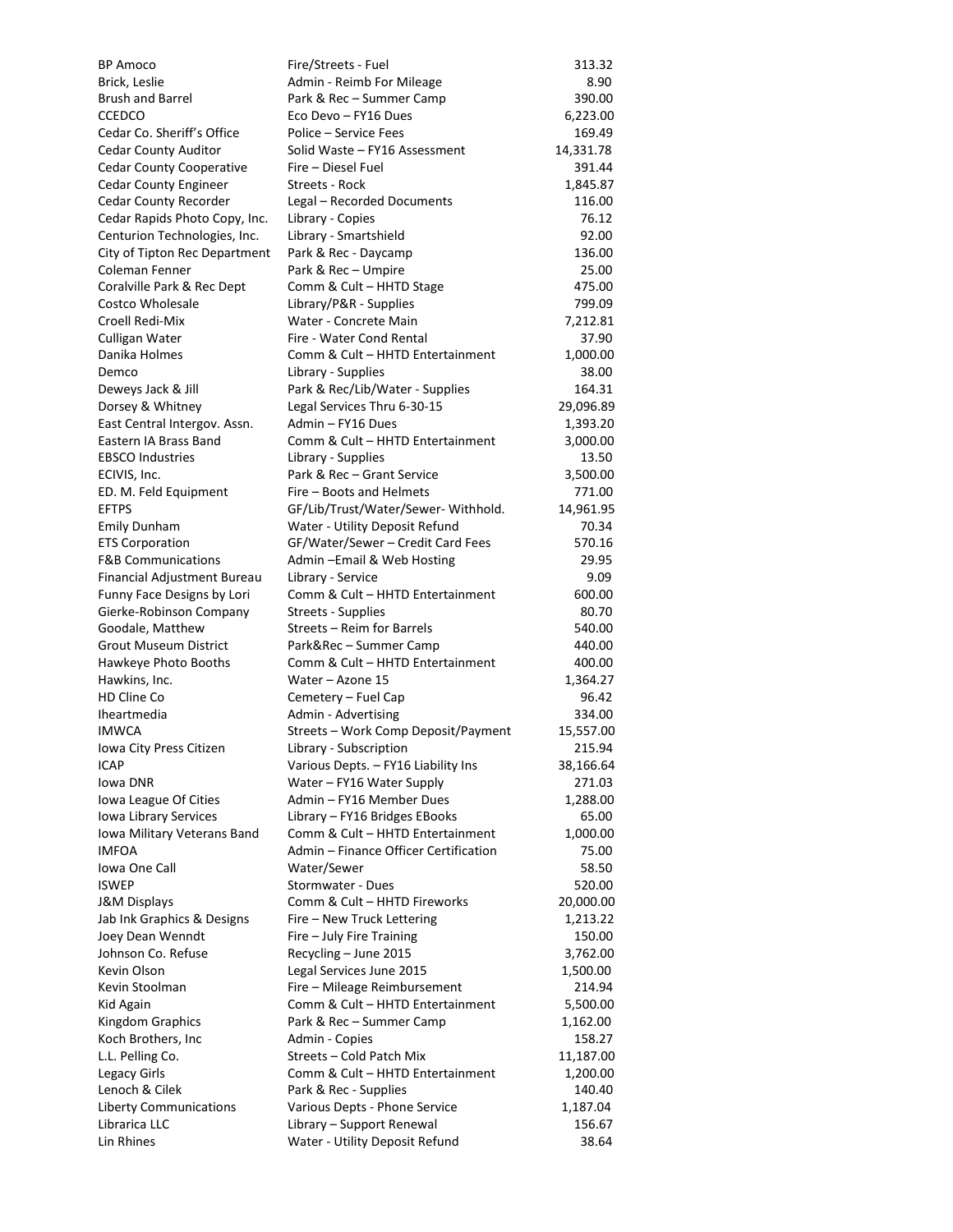| | | |
|---|---|---|
| BP Amoco | Fire/Streets - Fuel | 313.32 |
| Brick, Leslie | Admin - Reimb For Mileage | 8.90 |
| Brush and Barrel | Park & Rec – Summer Camp | 390.00 |
| CCEDCO | Eco Devo – FY16 Dues | 6,223.00 |
| Cedar Co. Sheriff's Office | Police – Service Fees | 169.49 |
| Cedar County Auditor | Solid Waste – FY16 Assessment | 14,331.78 |
| Cedar County Cooperative | Fire – Diesel Fuel | 391.44 |
| Cedar County Engineer | Streets - Rock | 1,845.87 |
| Cedar County Recorder | Legal – Recorded Documents | 116.00 |
| Cedar Rapids Photo Copy, Inc. | Library - Copies | 76.12 |
| Centurion Technologies, Inc. | Library - Smartshield | 92.00 |
| City of Tipton Rec Department | Park & Rec - Daycamp | 136.00 |
| Coleman Fenner | Park & Rec – Umpire | 25.00 |
| Coralville Park & Rec Dept | Comm & Cult – HHTD Stage | 475.00 |
| Costco Wholesale | Library/P&R - Supplies | 799.09 |
| Croell Redi-Mix | Water - Concrete Main | 7,212.81 |
| Culligan Water | Fire - Water Cond Rental | 37.90 |
| Danika Holmes | Comm & Cult – HHTD Entertainment | 1,000.00 |
| Demco | Library - Supplies | 38.00 |
| Deweys Jack & Jill | Park & Rec/Lib/Water - Supplies | 164.31 |
| Dorsey & Whitney | Legal Services Thru 6-30-15 | 29,096.89 |
| East Central Intergov. Assn. | Admin – FY16 Dues | 1,393.20 |
| Eastern IA Brass Band | Comm & Cult – HHTD Entertainment | 3,000.00 |
| EBSCO Industries | Library - Supplies | 13.50 |
| ECIVIS, Inc. | Park & Rec – Grant Service | 3,500.00 |
| ED. M. Feld Equipment | Fire – Boots and Helmets | 771.00 |
| EFTPS | GF/Lib/Trust/Water/Sewer- Withhold. | 14,961.95 |
| Emily Dunham | Water - Utility Deposit Refund | 70.34 |
| ETS Corporation | GF/Water/Sewer – Credit Card Fees | 570.16 |
| F&B Communications | Admin –Email & Web Hosting | 29.95 |
| Financial Adjustment Bureau | Library - Service | 9.09 |
| Funny Face Designs by Lori | Comm & Cult – HHTD Entertainment | 600.00 |
| Gierke-Robinson Company | Streets - Supplies | 80.70 |
| Goodale, Matthew | Streets – Reim for Barrels | 540.00 |
| Grout Museum District | Park&Rec – Summer Camp | 440.00 |
| Hawkeye Photo Booths | Comm & Cult – HHTD Entertainment | 400.00 |
| Hawkins, Inc. | Water – Azone 15 | 1,364.27 |
| HD Cline Co | Cemetery – Fuel Cap | 96.42 |
| Iheartmedia | Admin - Advertising | 334.00 |
| IMWCA | Streets – Work Comp Deposit/Payment | 15,557.00 |
| Iowa City Press Citizen | Library - Subscription | 215.94 |
| ICAP | Various Depts. – FY16 Liability Ins | 38,166.64 |
| Iowa DNR | Water – FY16 Water Supply | 271.03 |
| Iowa League Of Cities | Admin – FY16 Member Dues | 1,288.00 |
| Iowa Library Services | Library – FY16 Bridges EBooks | 65.00 |
| Iowa Military Veterans Band | Comm & Cult – HHTD Entertainment | 1,000.00 |
| IMFOA | Admin – Finance Officer Certification | 75.00 |
| Iowa One Call | Water/Sewer | 58.50 |
| ISWEP | Stormwater - Dues | 520.00 |
| J&M Displays | Comm & Cult – HHTD Fireworks | 20,000.00 |
| Jab Ink Graphics & Designs | Fire – New Truck Lettering | 1,213.22 |
| Joey Dean Wenndt | Fire – July Fire Training | 150.00 |
| Johnson Co. Refuse | Recycling – June 2015 | 3,762.00 |
| Kevin Olson | Legal Services June 2015 | 1,500.00 |
| Kevin Stoolman | Fire – Mileage Reimbursement | 214.94 |
| Kid Again | Comm & Cult – HHTD Entertainment | 5,500.00 |
| Kingdom Graphics | Park & Rec – Summer Camp | 1,162.00 |
| Koch Brothers, Inc | Admin - Copies | 158.27 |
| L.L. Pelling Co. | Streets – Cold Patch Mix | 11,187.00 |
| Legacy Girls | Comm & Cult – HHTD Entertainment | 1,200.00 |
| Lenoch & Cilek | Park & Rec - Supplies | 140.40 |
| Liberty Communications | Various Depts - Phone Service | 1,187.04 |
| Librarica LLC | Library – Support Renewal | 156.67 |
| Lin Rhines | Water - Utility Deposit Refund | 38.64 |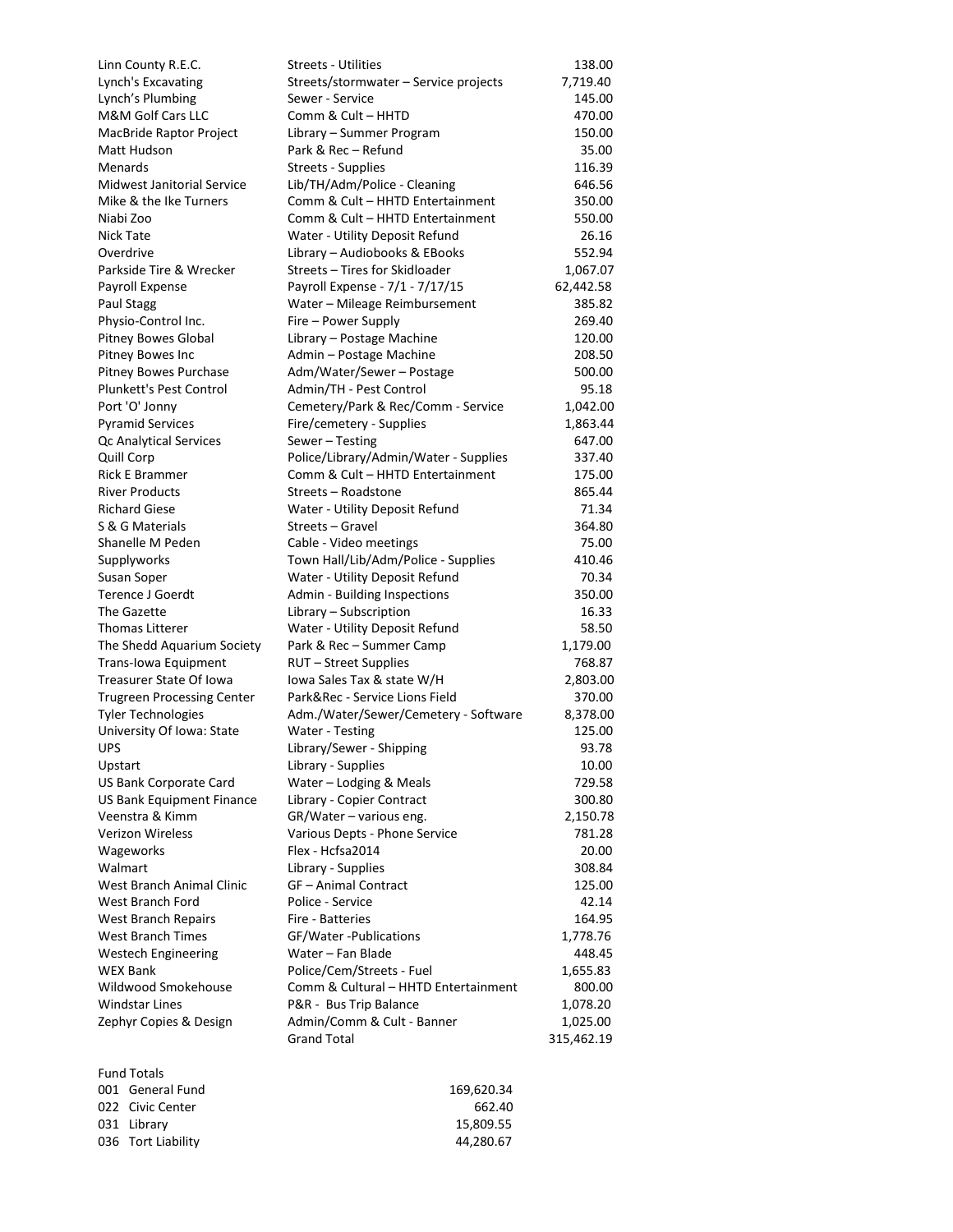| | | |
|---|---|---|
| Linn County R.E.C. | Streets - Utilities | 138.00 |
| Lynch's Excavating | Streets/stormwater – Service projects | 7,719.40 |
| Lynch's Plumbing | Sewer - Service | 145.00 |
| M&M Golf Cars LLC | Comm & Cult – HHTD | 470.00 |
| MacBride Raptor Project | Library – Summer Program | 150.00 |
| Matt Hudson | Park & Rec – Refund | 35.00 |
| Menards | Streets - Supplies | 116.39 |
| Midwest Janitorial Service | Lib/TH/Adm/Police - Cleaning | 646.56 |
| Mike & the Ike Turners | Comm & Cult – HHTD Entertainment | 350.00 |
| Niabi Zoo | Comm & Cult – HHTD Entertainment | 550.00 |
| Nick Tate | Water - Utility Deposit Refund | 26.16 |
| Overdrive | Library – Audiobooks & EBooks | 552.94 |
| Parkside Tire & Wrecker | Streets – Tires for Skidloader | 1,067.07 |
| Payroll Expense | Payroll Expense - 7/1 - 7/17/15 | 62,442.58 |
| Paul Stagg | Water – Mileage Reimbursement | 385.82 |
| Physio-Control Inc. | Fire – Power Supply | 269.40 |
| Pitney Bowes Global | Library – Postage Machine | 120.00 |
| Pitney Bowes Inc | Admin – Postage Machine | 208.50 |
| Pitney Bowes Purchase | Adm/Water/Sewer – Postage | 500.00 |
| Plunkett's Pest Control | Admin/TH - Pest Control | 95.18 |
| Port 'O' Jonny | Cemetery/Park & Rec/Comm - Service | 1,042.00 |
| Pyramid Services | Fire/cemetery - Supplies | 1,863.44 |
| Qc Analytical Services | Sewer – Testing | 647.00 |
| Quill Corp | Police/Library/Admin/Water - Supplies | 337.40 |
| Rick E Brammer | Comm & Cult – HHTD Entertainment | 175.00 |
| River Products | Streets – Roadstone | 865.44 |
| Richard Giese | Water - Utility Deposit Refund | 71.34 |
| S & G Materials | Streets – Gravel | 364.80 |
| Shanelle M Peden | Cable - Video meetings | 75.00 |
| Supplyworks | Town Hall/Lib/Adm/Police - Supplies | 410.46 |
| Susan Soper | Water - Utility Deposit Refund | 70.34 |
| Terence J Goerdt | Admin - Building Inspections | 350.00 |
| The Gazette | Library – Subscription | 16.33 |
| Thomas Litterer | Water - Utility Deposit Refund | 58.50 |
| The Shedd Aquarium Society | Park & Rec – Summer Camp | 1,179.00 |
| Trans-Iowa Equipment | RUT – Street Supplies | 768.87 |
| Treasurer State Of Iowa | Iowa Sales Tax & state W/H | 2,803.00 |
| Trugreen Processing Center | Park&Rec - Service Lions Field | 370.00 |
| Tyler Technologies | Adm./Water/Sewer/Cemetery - Software | 8,378.00 |
| University Of Iowa: State | Water - Testing | 125.00 |
| UPS | Library/Sewer - Shipping | 93.78 |
| Upstart | Library - Supplies | 10.00 |
| US Bank Corporate Card | Water – Lodging & Meals | 729.58 |
| US Bank Equipment Finance | Library - Copier Contract | 300.80 |
| Veenstra & Kimm | GR/Water – various eng. | 2,150.78 |
| Verizon Wireless | Various Depts - Phone Service | 781.28 |
| Wageworks | Flex - Hcfsa2014 | 20.00 |
| Walmart | Library - Supplies | 308.84 |
| West Branch Animal Clinic | GF – Animal Contract | 125.00 |
| West Branch Ford | Police - Service | 42.14 |
| West Branch Repairs | Fire - Batteries | 164.95 |
| West Branch Times | GF/Water -Publications | 1,778.76 |
| Westech Engineering | Water – Fan Blade | 448.45 |
| WEX Bank | Police/Cem/Streets - Fuel | 1,655.83 |
| Wildwood Smokehouse | Comm & Cultural – HHTD Entertainment | 800.00 |
| Windstar Lines | P&R - Bus Trip Balance | 1,078.20 |
| Zephyr Copies & Design | Admin/Comm & Cult - Banner | 1,025.00 |
| | Grand Total | 315,462.19 |

Fund Totals

| | | |
|---|---|---|
| 001 | General Fund | 169,620.34 |
| 022 | Civic Center | 662.40 |
| 031 | Library | 15,809.55 |
| 036 | Tort Liability | 44,280.67 |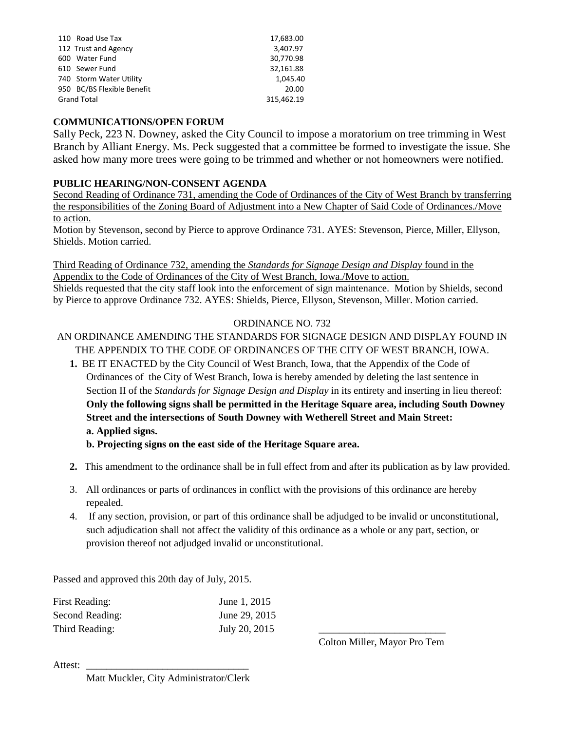| | |
|---|---|
| 110 Road Use Tax | 17,683.00 |
| 112 Trust and Agency | 3,407.97 |
| 600 Water Fund | 30,770.98 |
| 610 Sewer Fund | 32,161.88 |
| 740 Storm Water Utility | 1,045.40 |
| 950 BC/BS Flexible Benefit | 20.00 |
| Grand Total | 315,462.19 |

**COMMUNICATIONS/OPEN FORUM**

Sally Peck, 223 N. Downey, asked the City Council to impose a moratorium on tree trimming in West Branch by Alliant Energy. Ms. Peck suggested that a committee be formed to investigate the issue. She asked how many more trees were going to be trimmed and whether or not homeowners were notified.

**PUBLIC HEARING/NON-CONSENT AGENDA**

Second Reading of Ordinance 731, amending the Code of Ordinances of the City of West Branch by transferring the responsibilities of the Zoning Board of Adjustment into a New Chapter of Said Code of Ordinances./Move to action.

Motion by Stevenson, second by Pierce to approve Ordinance 731. AYES: Stevenson, Pierce, Miller, Ellyson, Shields. Motion carried.

Third Reading of Ordinance 732, amending the *Standards for Signage Design and Display* found in the Appendix to the Code of Ordinances of the City of West Branch, Iowa./Move to action.

Shields requested that the city staff look into the enforcement of sign maintenance. Motion by Shields, second by Pierce to approve Ordinance 732. AYES: Shields, Pierce, Ellyson, Stevenson, Miller. Motion carried.

ORDINANCE NO. 732

AN ORDINANCE AMENDING THE STANDARDS FOR SIGNAGE DESIGN AND DISPLAY FOUND IN THE APPENDIX TO THE CODE OF ORDINANCES OF THE CITY OF WEST BRANCH, IOWA.

**1.** BE IT ENACTED by the City Council of West Branch, Iowa, that the Appendix of the Code of Ordinances of the City of West Branch, Iowa is hereby amended by deleting the last sentence in Section II of the *Standards for Signage Design and Display* in its entirety and inserting in lieu thereof: **Only the following signs shall be permitted in the Heritage Square area, including South Downey Street and the intersections of South Downey with Wetherell Street and Main Street:**
**a. Applied signs.**
**b. Projecting signs on the east side of the Heritage Square area.**

**2.** This amendment to the ordinance shall be in full effect from and after its publication as by law provided.

3. All ordinances or parts of ordinances in conflict with the provisions of this ordinance are hereby repealed.

4. If any section, provision, or part of this ordinance shall be adjudged to be invalid or unconstitutional, such adjudication shall not affect the validity of this ordinance as a whole or any part, section, or provision thereof not adjudged invalid or unconstitutional.

Passed and approved this 20th day of July, 2015.

First Reading: June 1, 2015
Second Reading: June 29, 2015
Third Reading: July 20, 2015

\_\_\_\_\_\_\_\_\_\_\_\_\_\_\_\_\_\_\_\_\_\_\_\_\_
Colton Miller, Mayor Pro Tem

Attest: \_\_\_\_\_\_\_\_\_\_\_\_\_\_\_\_\_\_\_\_\_\_\_\_\_\_\_\_\_\_\_
Matt Muckler, City Administrator/Clerk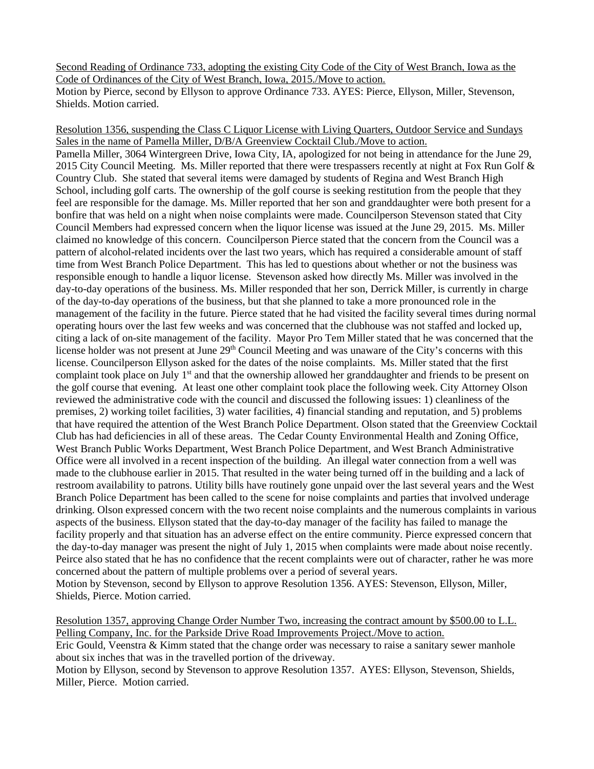Second Reading of Ordinance 733, adopting the existing City Code of the City of West Branch, Iowa as the Code of Ordinances of the City of West Branch, Iowa, 2015./Move to action.

Motion by Pierce, second by Ellyson to approve Ordinance 733. AYES: Pierce, Ellyson, Miller, Stevenson, Shields. Motion carried.

Resolution 1356, suspending the Class C Liquor License with Living Quarters, Outdoor Service and Sundays Sales in the name of Pamella Miller, D/B/A Greenview Cocktail Club./Move to action.

Pamella Miller, 3064 Wintergreen Drive, Iowa City, IA, apologized for not being in attendance for the June 29, 2015 City Council Meeting. Ms. Miller reported that there were trespassers recently at night at Fox Run Golf & Country Club. She stated that several items were damaged by students of Regina and West Branch High School, including golf carts. The ownership of the golf course is seeking restitution from the people that they feel are responsible for the damage. Ms. Miller reported that her son and granddaughter were both present for a bonfire that was held on a night when noise complaints were made. Councilperson Stevenson stated that City Council Members had expressed concern when the liquor license was issued at the June 29, 2015. Ms. Miller claimed no knowledge of this concern. Councilperson Pierce stated that the concern from the Council was a pattern of alcohol-related incidents over the last two years, which has required a considerable amount of staff time from West Branch Police Department. This has led to questions about whether or not the business was responsible enough to handle a liquor license. Stevenson asked how directly Ms. Miller was involved in the day-to-day operations of the business. Ms. Miller responded that her son, Derrick Miller, is currently in charge of the day-to-day operations of the business, but that she planned to take a more pronounced role in the management of the facility in the future. Pierce stated that he had visited the facility several times during normal operating hours over the last few weeks and was concerned that the clubhouse was not staffed and locked up, citing a lack of on-site management of the facility. Mayor Pro Tem Miller stated that he was concerned that the license holder was not present at June 29th Council Meeting and was unaware of the City's concerns with this license. Councilperson Ellyson asked for the dates of the noise complaints. Ms. Miller stated that the first complaint took place on July 1st and that the ownership allowed her granddaughter and friends to be present on the golf course that evening. At least one other complaint took place the following week. City Attorney Olson reviewed the administrative code with the council and discussed the following issues: 1) cleanliness of the premises, 2) working toilet facilities, 3) water facilities, 4) financial standing and reputation, and 5) problems that have required the attention of the West Branch Police Department. Olson stated that the Greenview Cocktail Club has had deficiencies in all of these areas. The Cedar County Environmental Health and Zoning Office, West Branch Public Works Department, West Branch Police Department, and West Branch Administrative Office were all involved in a recent inspection of the building. An illegal water connection from a well was made to the clubhouse earlier in 2015. That resulted in the water being turned off in the building and a lack of restroom availability to patrons. Utility bills have routinely gone unpaid over the last several years and the West Branch Police Department has been called to the scene for noise complaints and parties that involved underage drinking. Olson expressed concern with the two recent noise complaints and the numerous complaints in various aspects of the business. Ellyson stated that the day-to-day manager of the facility has failed to manage the facility properly and that situation has an adverse effect on the entire community. Pierce expressed concern that the day-to-day manager was present the night of July 1, 2015 when complaints were made about noise recently. Peirce also stated that he has no confidence that the recent complaints were out of character, rather he was more concerned about the pattern of multiple problems over a period of several years.

Motion by Stevenson, second by Ellyson to approve Resolution 1356. AYES: Stevenson, Ellyson, Miller, Shields, Pierce. Motion carried.

Resolution 1357, approving Change Order Number Two, increasing the contract amount by $500.00 to L.L. Pelling Company, Inc. for the Parkside Drive Road Improvements Project./Move to action.

Eric Gould, Veenstra & Kimm stated that the change order was necessary to raise a sanitary sewer manhole about six inches that was in the travelled portion of the driveway.

Motion by Ellyson, second by Stevenson to approve Resolution 1357. AYES: Ellyson, Stevenson, Shields, Miller, Pierce. Motion carried.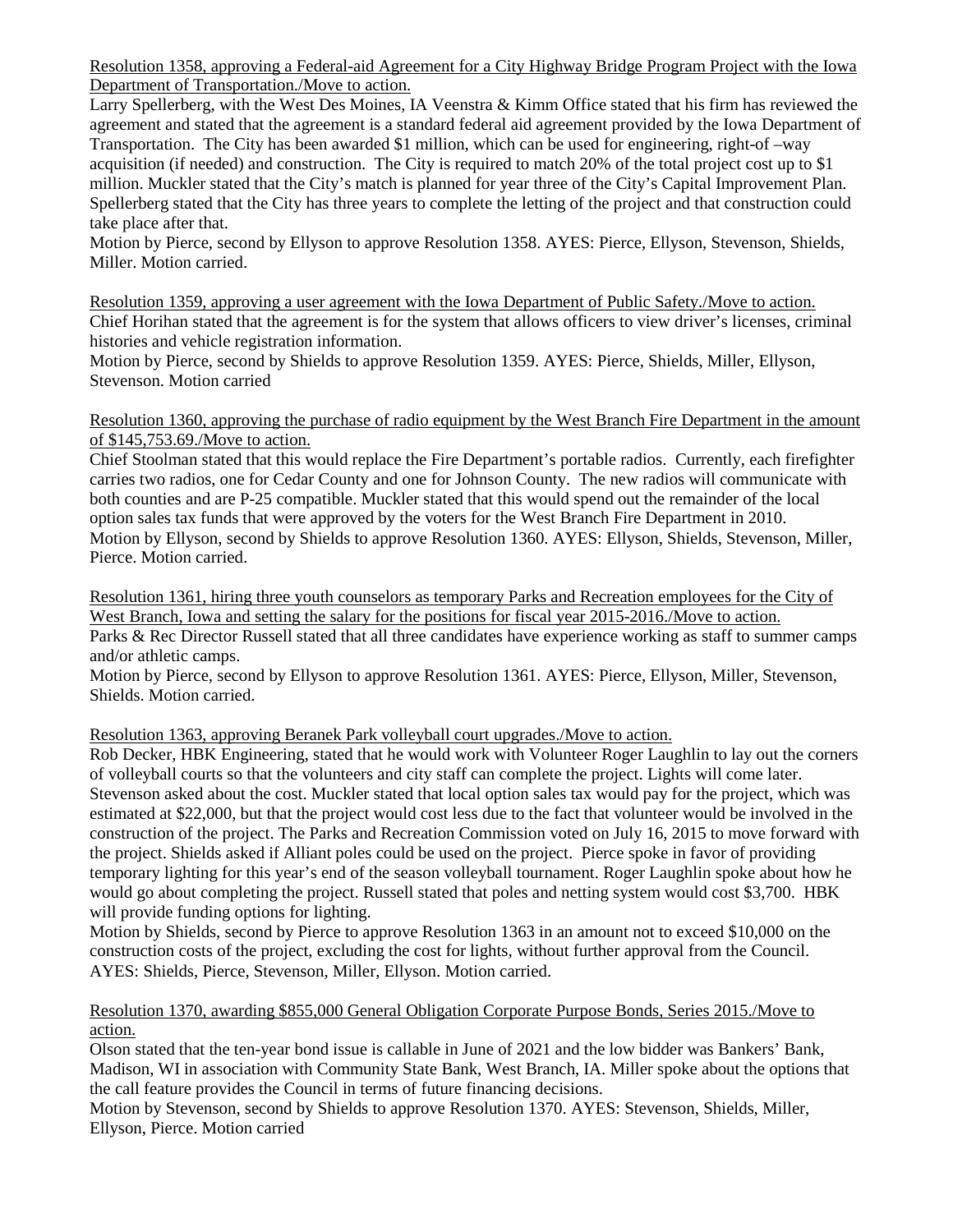Resolution 1358, approving a Federal-aid Agreement for a City Highway Bridge Program Project with the Iowa Department of Transportation./Move to action.

Larry Spellerberg, with the West Des Moines, IA Veenstra & Kimm Office stated that his firm has reviewed the agreement and stated that the agreement is a standard federal aid agreement provided by the Iowa Department of Transportation. The City has been awarded $1 million, which can be used for engineering, right-of –way acquisition (if needed) and construction. The City is required to match 20% of the total project cost up to $1 million. Muckler stated that the City's match is planned for year three of the City's Capital Improvement Plan. Spellerberg stated that the City has three years to complete the letting of the project and that construction could take place after that.

Motion by Pierce, second by Ellyson to approve Resolution 1358. AYES: Pierce, Ellyson, Stevenson, Shields, Miller. Motion carried.

Resolution 1359, approving a user agreement with the Iowa Department of Public Safety./Move to action.

Chief Horihan stated that the agreement is for the system that allows officers to view driver's licenses, criminal histories and vehicle registration information.

Motion by Pierce, second by Shields to approve Resolution 1359. AYES: Pierce, Shields, Miller, Ellyson, Stevenson. Motion carried

Resolution 1360, approving the purchase of radio equipment by the West Branch Fire Department in the amount of $145,753.69./Move to action.

Chief Stoolman stated that this would replace the Fire Department's portable radios. Currently, each firefighter carries two radios, one for Cedar County and one for Johnson County. The new radios will communicate with both counties and are P-25 compatible. Muckler stated that this would spend out the remainder of the local option sales tax funds that were approved by the voters for the West Branch Fire Department in 2010.

Motion by Ellyson, second by Shields to approve Resolution 1360. AYES: Ellyson, Shields, Stevenson, Miller, Pierce. Motion carried.

Resolution 1361, hiring three youth counselors as temporary Parks and Recreation employees for the City of West Branch, Iowa and setting the salary for the positions for fiscal year 2015-2016./Move to action.

Parks & Rec Director Russell stated that all three candidates have experience working as staff to summer camps and/or athletic camps.

Motion by Pierce, second by Ellyson to approve Resolution 1361. AYES: Pierce, Ellyson, Miller, Stevenson, Shields. Motion carried.

Resolution 1363, approving Beranek Park volleyball court upgrades./Move to action.

Rob Decker, HBK Engineering, stated that he would work with Volunteer Roger Laughlin to lay out the corners of volleyball courts so that the volunteers and city staff can complete the project. Lights will come later. Stevenson asked about the cost. Muckler stated that local option sales tax would pay for the project, which was estimated at $22,000, but that the project would cost less due to the fact that volunteer would be involved in the construction of the project. The Parks and Recreation Commission voted on July 16, 2015 to move forward with the project. Shields asked if Alliant poles could be used on the project. Pierce spoke in favor of providing temporary lighting for this year's end of the season volleyball tournament. Roger Laughlin spoke about how he would go about completing the project. Russell stated that poles and netting system would cost $3,700. HBK will provide funding options for lighting.

Motion by Shields, second by Pierce to approve Resolution 1363 in an amount not to exceed $10,000 on the construction costs of the project, excluding the cost for lights, without further approval from the Council. AYES: Shields, Pierce, Stevenson, Miller, Ellyson. Motion carried.

Resolution 1370, awarding $855,000 General Obligation Corporate Purpose Bonds, Series 2015./Move to action.

Olson stated that the ten-year bond issue is callable in June of 2021 and the low bidder was Bankers' Bank, Madison, WI in association with Community State Bank, West Branch, IA. Miller spoke about the options that the call feature provides the Council in terms of future financing decisions.

Motion by Stevenson, second by Shields to approve Resolution 1370. AYES: Stevenson, Shields, Miller, Ellyson, Pierce. Motion carried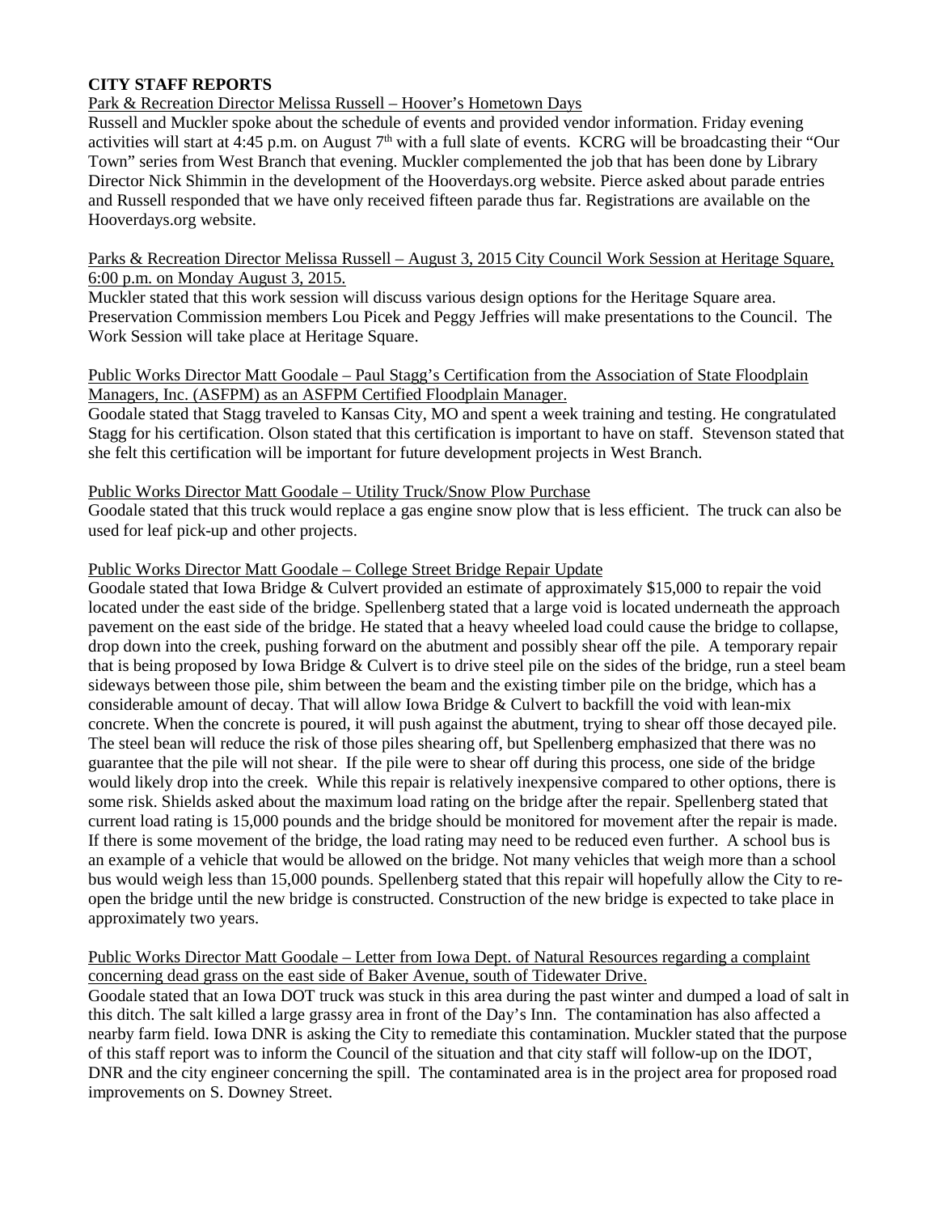**CITY STAFF REPORTS**

Park & Recreation Director Melissa Russell – Hoover's Hometown Days

Russell and Muckler spoke about the schedule of events and provided vendor information. Friday evening activities will start at 4:45 p.m. on August 7th with a full slate of events. KCRG will be broadcasting their "Our Town" series from West Branch that evening. Muckler complemented the job that has been done by Library Director Nick Shimmin in the development of the Hooverdays.org website. Pierce asked about parade entries and Russell responded that we have only received fifteen parade thus far. Registrations are available on the Hooverdays.org website.

Parks & Recreation Director Melissa Russell – August 3, 2015 City Council Work Session at Heritage Square, 6:00 p.m. on Monday August 3, 2015.

Muckler stated that this work session will discuss various design options for the Heritage Square area. Preservation Commission members Lou Picek and Peggy Jeffries will make presentations to the Council. The Work Session will take place at Heritage Square.

Public Works Director Matt Goodale – Paul Stagg's Certification from the Association of State Floodplain Managers, Inc. (ASFPM) as an ASFPM Certified Floodplain Manager.

Goodale stated that Stagg traveled to Kansas City, MO and spent a week training and testing. He congratulated Stagg for his certification. Olson stated that this certification is important to have on staff. Stevenson stated that she felt this certification will be important for future development projects in West Branch.

Public Works Director Matt Goodale – Utility Truck/Snow Plow Purchase

Goodale stated that this truck would replace a gas engine snow plow that is less efficient. The truck can also be used for leaf pick-up and other projects.

Public Works Director Matt Goodale – College Street Bridge Repair Update

Goodale stated that Iowa Bridge & Culvert provided an estimate of approximately $15,000 to repair the void located under the east side of the bridge. Spellenberg stated that a large void is located underneath the approach pavement on the east side of the bridge. He stated that a heavy wheeled load could cause the bridge to collapse, drop down into the creek, pushing forward on the abutment and possibly shear off the pile. A temporary repair that is being proposed by Iowa Bridge & Culvert is to drive steel pile on the sides of the bridge, run a steel beam sideways between those pile, shim between the beam and the existing timber pile on the bridge, which has a considerable amount of decay. That will allow Iowa Bridge & Culvert to backfill the void with lean-mix concrete. When the concrete is poured, it will push against the abutment, trying to shear off those decayed pile. The steel bean will reduce the risk of those piles shearing off, but Spellenberg emphasized that there was no guarantee that the pile will not shear. If the pile were to shear off during this process, one side of the bridge would likely drop into the creek. While this repair is relatively inexpensive compared to other options, there is some risk. Shields asked about the maximum load rating on the bridge after the repair. Spellenberg stated that current load rating is 15,000 pounds and the bridge should be monitored for movement after the repair is made. If there is some movement of the bridge, the load rating may need to be reduced even further. A school bus is an example of a vehicle that would be allowed on the bridge. Not many vehicles that weigh more than a school bus would weigh less than 15,000 pounds. Spellenberg stated that this repair will hopefully allow the City to re-open the bridge until the new bridge is constructed. Construction of the new bridge is expected to take place in approximately two years.

Public Works Director Matt Goodale – Letter from Iowa Dept. of Natural Resources regarding a complaint concerning dead grass on the east side of Baker Avenue, south of Tidewater Drive.

Goodale stated that an Iowa DOT truck was stuck in this area during the past winter and dumped a load of salt in this ditch. The salt killed a large grassy area in front of the Day's Inn. The contamination has also affected a nearby farm field. Iowa DNR is asking the City to remediate this contamination. Muckler stated that the purpose of this staff report was to inform the Council of the situation and that city staff will follow-up on the IDOT, DNR and the city engineer concerning the spill. The contaminated area is in the project area for proposed road improvements on S. Downey Street.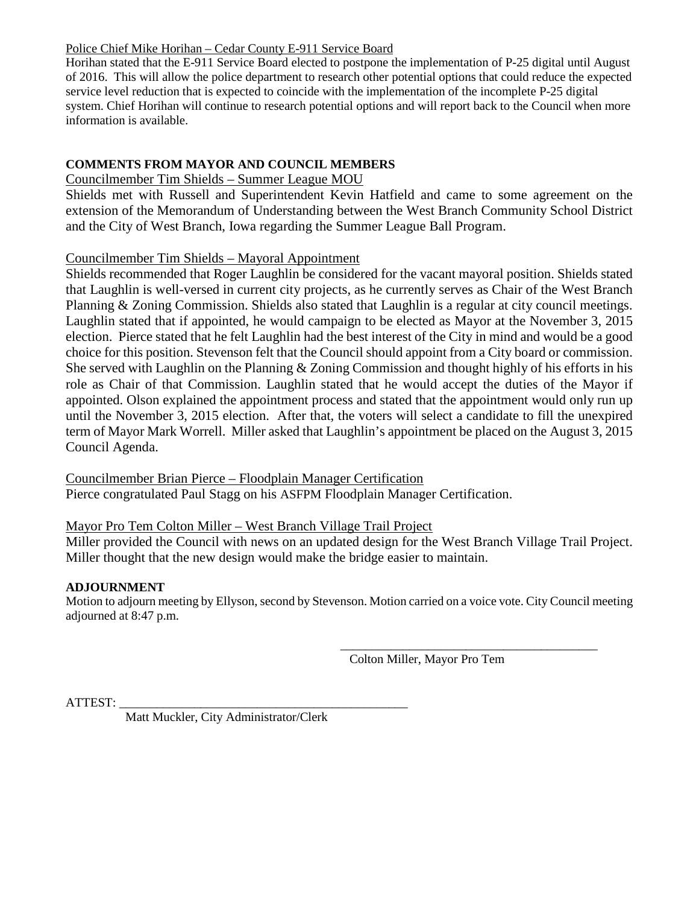Police Chief Mike Horihan – Cedar County E-911 Service Board

Horihan stated that the E-911 Service Board elected to postpone the implementation of P-25 digital until August of 2016. This will allow the police department to research other potential options that could reduce the expected service level reduction that is expected to coincide with the implementation of the incomplete P-25 digital system. Chief Horihan will continue to research potential options and will report back to the Council when more information is available.

**COMMENTS FROM MAYOR AND COUNCIL MEMBERS**

Councilmember Tim Shields – Summer League MOU

Shields met with Russell and Superintendent Kevin Hatfield and came to some agreement on the extension of the Memorandum of Understanding between the West Branch Community School District and the City of West Branch, Iowa regarding the Summer League Ball Program.

Councilmember Tim Shields – Mayoral Appointment

Shields recommended that Roger Laughlin be considered for the vacant mayoral position. Shields stated that Laughlin is well-versed in current city projects, as he currently serves as Chair of the West Branch Planning & Zoning Commission. Shields also stated that Laughlin is a regular at city council meetings. Laughlin stated that if appointed, he would campaign to be elected as Mayor at the November 3, 2015 election. Pierce stated that he felt Laughlin had the best interest of the City in mind and would be a good choice for this position. Stevenson felt that the Council should appoint from a City board or commission. She served with Laughlin on the Planning & Zoning Commission and thought highly of his efforts in his role as Chair of that Commission. Laughlin stated that he would accept the duties of the Mayor if appointed. Olson explained the appointment process and stated that the appointment would only run up until the November 3, 2015 election. After that, the voters will select a candidate to fill the unexpired term of Mayor Mark Worrell. Miller asked that Laughlin's appointment be placed on the August 3, 2015 Council Agenda.

Councilmember Brian Pierce – Floodplain Manager Certification

Pierce congratulated Paul Stagg on his ASFPM Floodplain Manager Certification.

Mayor Pro Tem Colton Miller – West Branch Village Trail Project

Miller provided the Council with news on an updated design for the West Branch Village Trail Project. Miller thought that the new design would make the bridge easier to maintain.

**ADJOURNMENT**

Motion to adjourn meeting by Ellyson, second by Stevenson. Motion carried on a voice vote. City Council meeting adjourned at 8:47 p.m.

\_\_\_\_\_\_\_\_\_\_\_\_\_\_\_\_\_\_\_\_\_\_\_\_\_\_\_\_\_\_\_\_\_\_\_\_\_\_\_\_\_\_

Colton Miller, Mayor Pro Tem

ATTEST: \_\_\_\_\_\_\_\_\_\_\_\_\_\_\_\_\_\_\_\_\_\_\_\_\_\_\_\_\_\_\_\_\_\_\_\_\_\_\_\_\_\_\_\_\_\_

Matt Muckler, City Administrator/Clerk